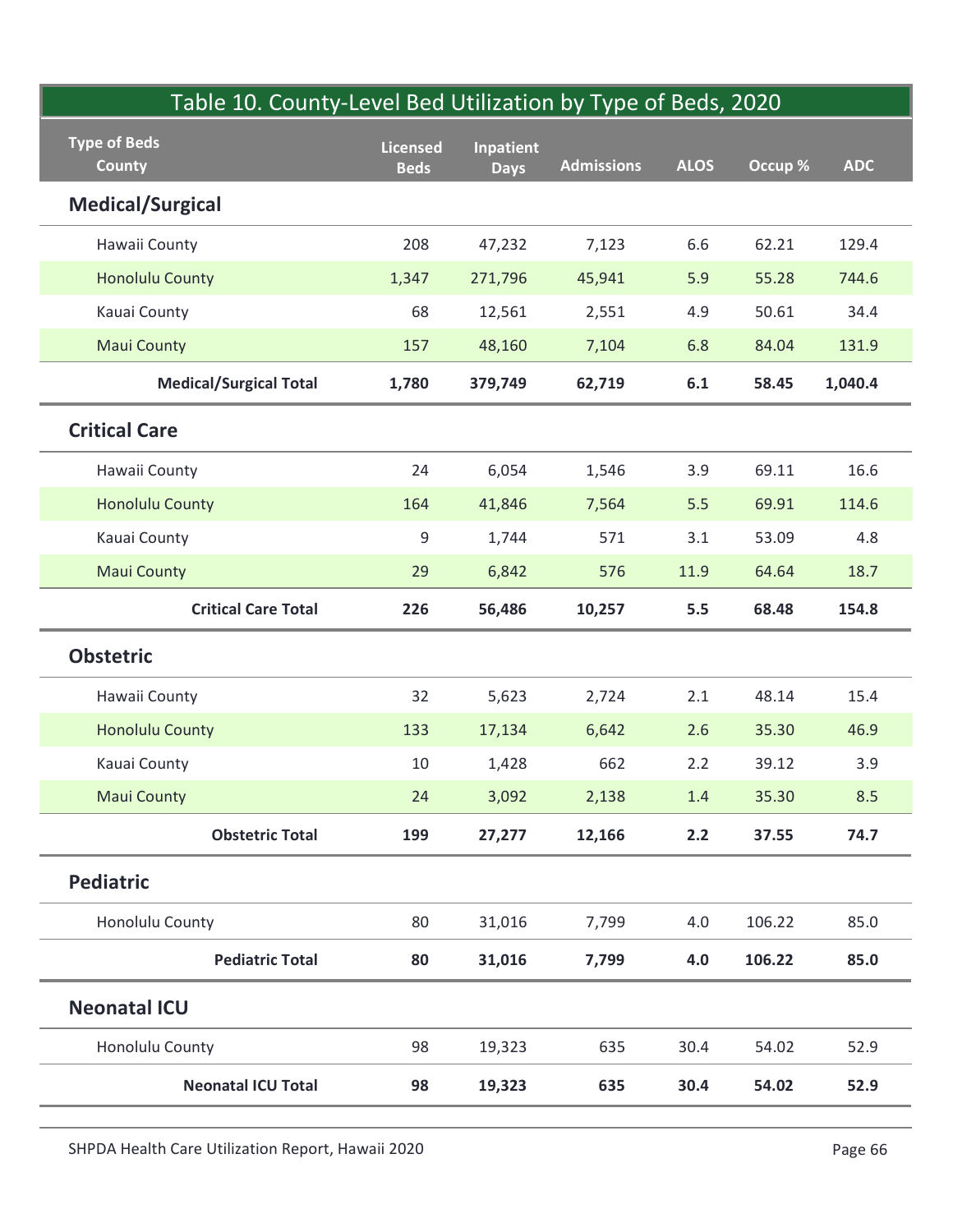## Table 10. County-Level Bed Utilization by Type of Beds, 2020

| Type of Beds County | Licensed Beds | Inpatient Days | Admissions | ALOS | Occup % | ADC |
|---|---|---|---|---|---|---|
| **Medical/Surgical** | | | | | | |
| Hawaii County | 208 | 47,232 | 7,123 | 6.6 | 62.21 | 129.4 |
| Honolulu County | 1,347 | 271,796 | 45,941 | 5.9 | 55.28 | 744.6 |
| Kauai County | 68 | 12,561 | 2,551 | 4.9 | 50.61 | 34.4 |
| Maui County | 157 | 48,160 | 7,104 | 6.8 | 84.04 | 131.9 |
| **Medical/Surgical Total** | **1,780** | **379,749** | **62,719** | **6.1** | **58.45** | **1,040.4** |
| **Critical Care** | | | | | | |
| Hawaii County | 24 | 6,054 | 1,546 | 3.9 | 69.11 | 16.6 |
| Honolulu County | 164 | 41,846 | 7,564 | 5.5 | 69.91 | 114.6 |
| Kauai County | 9 | 1,744 | 571 | 3.1 | 53.09 | 4.8 |
| Maui County | 29 | 6,842 | 576 | 11.9 | 64.64 | 18.7 |
| **Critical Care Total** | **226** | **56,486** | **10,257** | **5.5** | **68.48** | **154.8** |
| **Obstetric** | | | | | | |
| Hawaii County | 32 | 5,623 | 2,724 | 2.1 | 48.14 | 15.4 |
| Honolulu County | 133 | 17,134 | 6,642 | 2.6 | 35.30 | 46.9 |
| Kauai County | 10 | 1,428 | 662 | 2.2 | 39.12 | 3.9 |
| Maui County | 24 | 3,092 | 2,138 | 1.4 | 35.30 | 8.5 |
| **Obstetric Total** | **199** | **27,277** | **12,166** | **2.2** | **37.55** | **74.7** |
| **Pediatric** | | | | | | |
| Honolulu County | 80 | 31,016 | 7,799 | 4.0 | 106.22 | 85.0 |
| **Pediatric Total** | **80** | **31,016** | **7,799** | **4.0** | **106.22** | **85.0** |
| **Neonatal ICU** | | | | | | |
| Honolulu County | 98 | 19,323 | 635 | 30.4 | 54.02 | 52.9 |
| **Neonatal ICU Total** | **98** | **19,323** | **635** | **30.4** | **54.02** | **52.9** |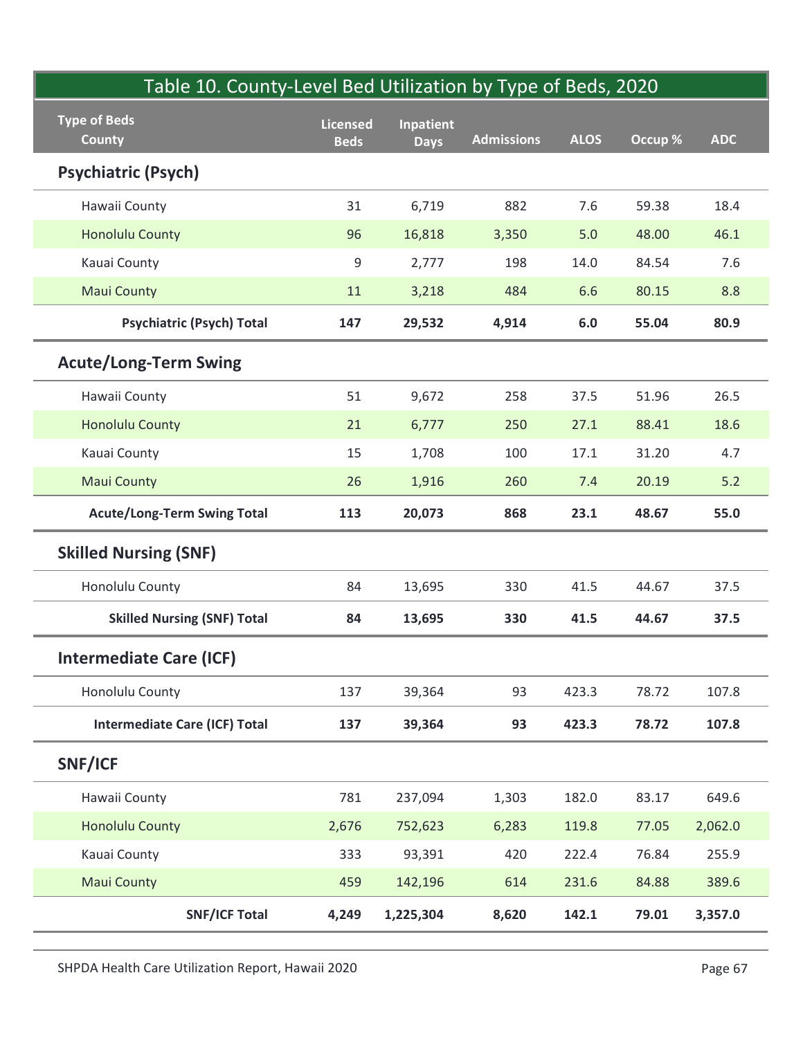## Table 10. County-Level Bed Utilization by Type of Beds, 2020

| Type of Beds / County | Licensed Beds | Inpatient Days | Admissions | ALOS | Occup % | ADC |
|---|---|---|---|---|---|---|
| **Psychiatric (Psych)** | | | | | | |
| Hawaii County | 31 | 6,719 | 882 | 7.6 | 59.38 | 18.4 |
| Honolulu County | 96 | 16,818 | 3,350 | 5.0 | 48.00 | 46.1 |
| Kauai County | 9 | 2,777 | 198 | 14.0 | 84.54 | 7.6 |
| Maui County | 11 | 3,218 | 484 | 6.6 | 80.15 | 8.8 |
| **Psychiatric (Psych) Total** | **147** | **29,532** | **4,914** | **6.0** | **55.04** | **80.9** |
| **Acute/Long-Term Swing** | | | | | | |
| Hawaii County | 51 | 9,672 | 258 | 37.5 | 51.96 | 26.5 |
| Honolulu County | 21 | 6,777 | 250 | 27.1 | 88.41 | 18.6 |
| Kauai County | 15 | 1,708 | 100 | 17.1 | 31.20 | 4.7 |
| Maui County | 26 | 1,916 | 260 | 7.4 | 20.19 | 5.2 |
| **Acute/Long-Term Swing Total** | **113** | **20,073** | **868** | **23.1** | **48.67** | **55.0** |
| **Skilled Nursing (SNF)** | | | | | | |
| Honolulu County | 84 | 13,695 | 330 | 41.5 | 44.67 | 37.5 |
| **Skilled Nursing (SNF) Total** | **84** | **13,695** | **330** | **41.5** | **44.67** | **37.5** |
| **Intermediate Care (ICF)** | | | | | | |
| Honolulu County | 137 | 39,364 | 93 | 423.3 | 78.72 | 107.8 |
| **Intermediate Care (ICF) Total** | **137** | **39,364** | **93** | **423.3** | **78.72** | **107.8** |
| **SNF/ICF** | | | | | | |
| Hawaii County | 781 | 237,094 | 1,303 | 182.0 | 83.17 | 649.6 |
| Honolulu County | 2,676 | 752,623 | 6,283 | 119.8 | 77.05 | 2,062.0 |
| Kauai County | 333 | 93,391 | 420 | 222.4 | 76.84 | 255.9 |
| Maui County | 459 | 142,196 | 614 | 231.6 | 84.88 | 389.6 |
| **SNF/ICF Total** | **4,249** | **1,225,304** | **8,620** | **142.1** | **79.01** | **3,357.0** |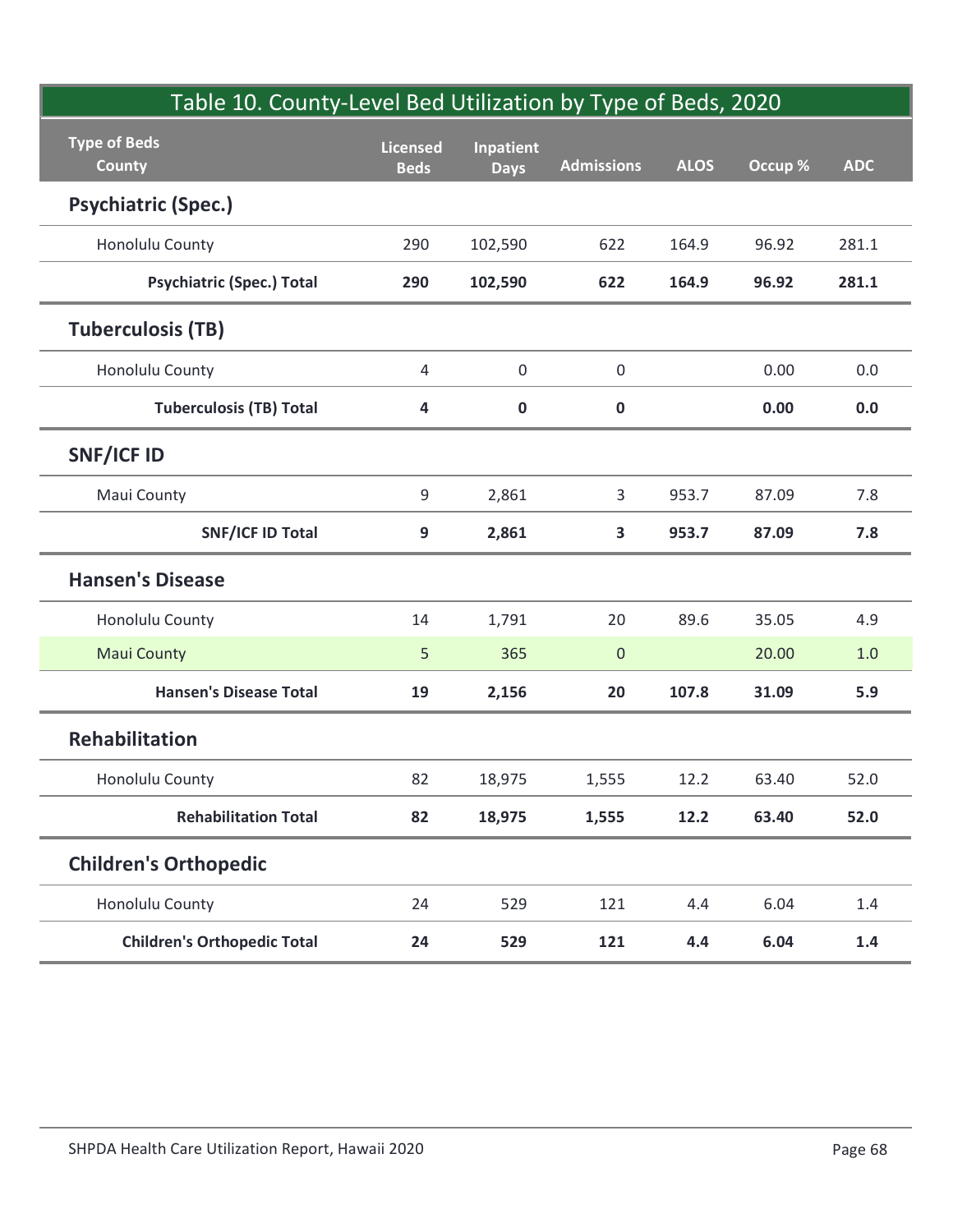## Table 10. County-Level Bed Utilization by Type of Beds, 2020

| Type of Beds / County | Licensed Beds | Inpatient Days | Admissions | ALOS | Occup % | ADC |
|---|---|---|---|---|---|---|
| **Psychiatric (Spec.)** | | | | | | |
| Honolulu County | 290 | 102,590 | 622 | 164.9 | 96.92 | 281.1 |
| **Psychiatric (Spec.) Total** | **290** | **102,590** | **622** | **164.9** | **96.92** | **281.1** |
| **Tuberculosis (TB)** | | | | | | |
| Honolulu County | 4 | 0 | 0 | | 0.00 | 0.0 |
| **Tuberculosis (TB) Total** | **4** | **0** | **0** | | **0.00** | **0.0** |
| **SNF/ICF ID** | | | | | | |
| Maui County | 9 | 2,861 | 3 | 953.7 | 87.09 | 7.8 |
| **SNF/ICF ID Total** | **9** | **2,861** | **3** | **953.7** | **87.09** | **7.8** |
| **Hansen's Disease** | | | | | | |
| Honolulu County | 14 | 1,791 | 20 | 89.6 | 35.05 | 4.9 |
| Maui County | 5 | 365 | 0 | | 20.00 | 1.0 |
| **Hansen's Disease Total** | **19** | **2,156** | **20** | **107.8** | **31.09** | **5.9** |
| **Rehabilitation** | | | | | | |
| Honolulu County | 82 | 18,975 | 1,555 | 12.2 | 63.40 | 52.0 |
| **Rehabilitation Total** | **82** | **18,975** | **1,555** | **12.2** | **63.40** | **52.0** |
| **Children's Orthopedic** | | | | | | |
| Honolulu County | 24 | 529 | 121 | 4.4 | 6.04 | 1.4 |
| **Children's Orthopedic Total** | **24** | **529** | **121** | **4.4** | **6.04** | **1.4** |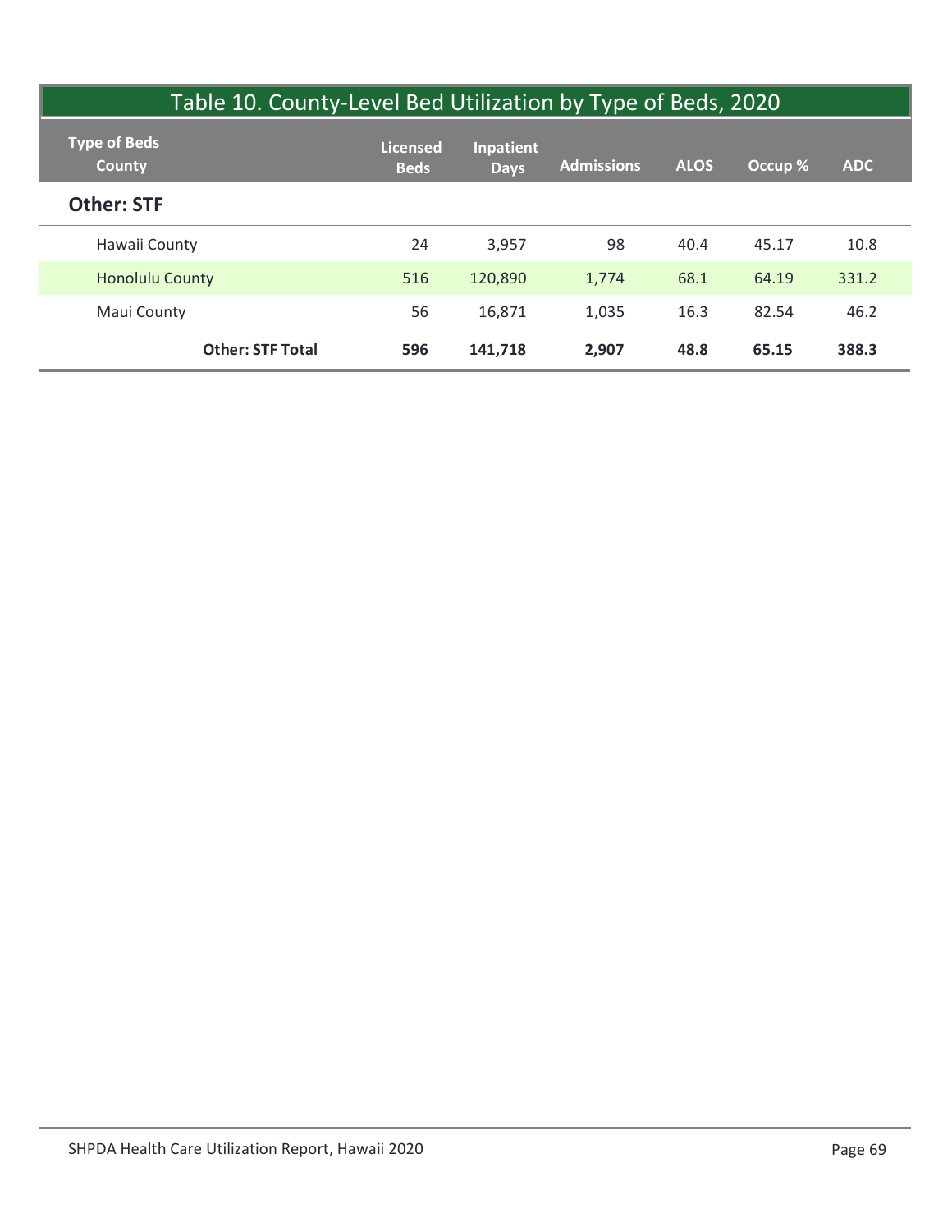# Table 10. County-Level Bed Utilization by Type of Beds, 2020

| Type of Beds County | Licensed Beds | Inpatient Days | Admissions | ALOS | Occup % | ADC |
|---|---|---|---|---|---|---|
| **Other: STF** | | | | | | |
| Hawaii County | 24 | 3,957 | 98 | 40.4 | 45.17 | 10.8 |
| Honolulu County | 516 | 120,890 | 1,774 | 68.1 | 64.19 | 331.2 |
| Maui County | 56 | 16,871 | 1,035 | 16.3 | 82.54 | 46.2 |
| **Other: STF Total** | **596** | **141,718** | **2,907** | **48.8** | **65.15** | **388.3** |